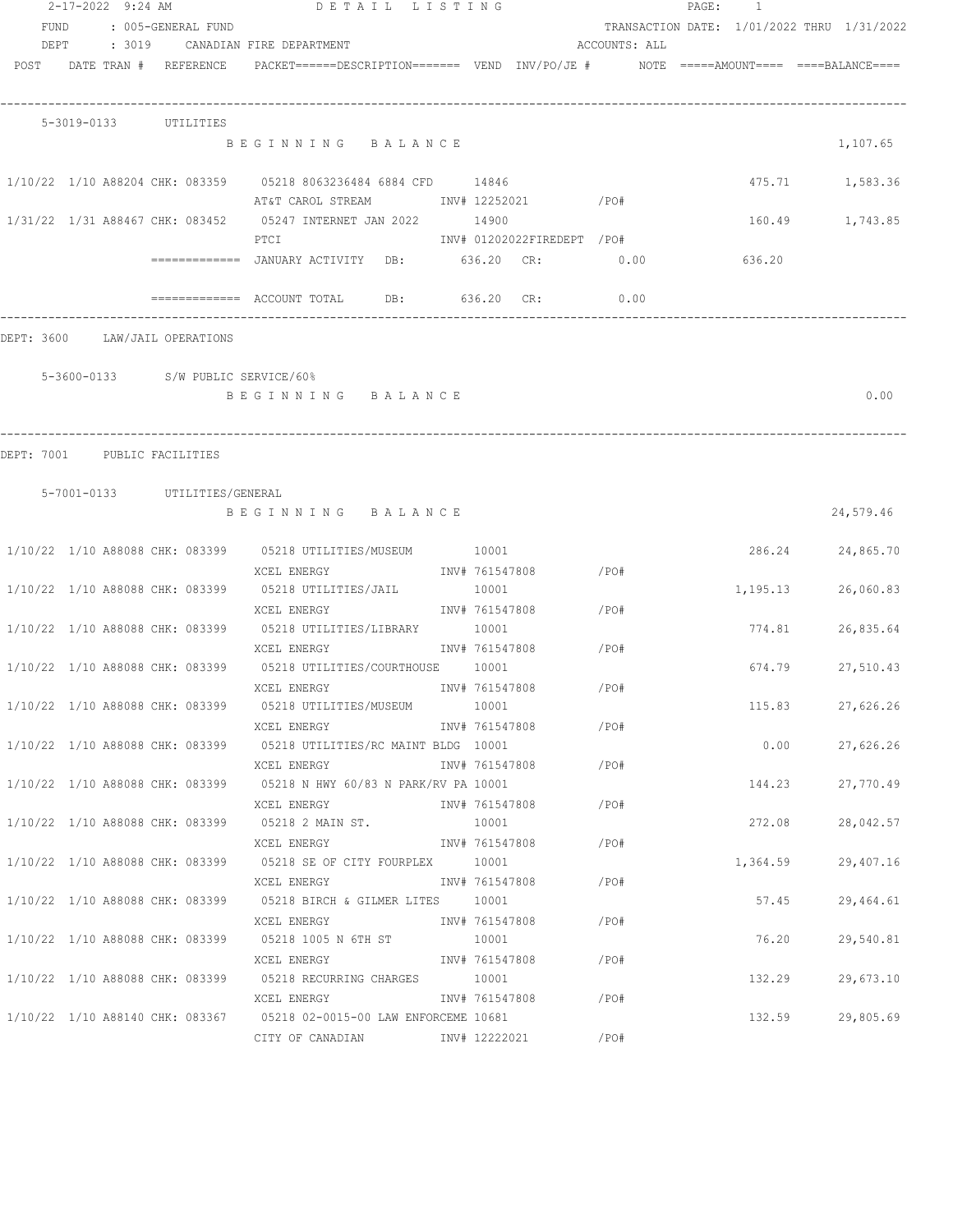DETAIL LISTING

FUND : 005-GENERAL FUND — TRANSACTION DATE: 1/01/2022 THRU 1/31/2022

DEPT : 3019 CANADIAN FIRE DEPARTMENT — ACCOUNTS: ALL

| POST | DATE | TRAN # | REFERENCE | PACKET======DESCRIPTION======= | VEND | INV/PO/JE # | NOTE | =====AMOUNT==== | ====BALANCE==== |
|---|---|---|---|---|---|---|---|---|---|
| **5-3019-0133 UTILITIES** | | | | | | | | | |
| | | | | BEGINNING BALANCE | | | | | 1,107.65 |
| 1/10/22 | 1/10 | A88204 | CHK: 083359 | 05218 8063236484 6884 CFD / AT&T CAROL STREAM | 14846 | INV# 12252021 /PO# | | 475.71 | 1,583.36 |
| 1/31/22 | 1/31 | A88467 | CHK: 083452 | 05247 INTERNET JAN 2022 / PTCI | 14900 | INV# 01202022FIREDEPT /PO# | | 160.49 | 1,743.85 |
| | | | | ============= JANUARY ACTIVITY DB: 636.20 CR: 0.00 | | | | 636.20 | |
| | | | | ============= ACCOUNT TOTAL DB: 636.20 CR: 0.00 | | | | | |

DEPT: 3600 LAW/JAIL OPERATIONS

| POST | DATE | TRAN # | REFERENCE | DESCRIPTION | VEND | INV/PO/JE # | NOTE | AMOUNT | BALANCE |
|---|---|---|---|---|---|---|---|---|---|
| **5-3600-0133 S/W PUBLIC SERVICE/60%** | | | | | | | | | |
| | | | | BEGINNING BALANCE | | | | | 0.00 |

DEPT: 7001 PUBLIC FACILITIES

| POST | DATE | TRAN # | REFERENCE | DESCRIPTION | VEND | INV/PO/JE # | NOTE | AMOUNT | BALANCE |
|---|---|---|---|---|---|---|---|---|---|
| **5-7001-0133 UTILITIES/GENERAL** | | | | | | | | | |
| | | | | BEGINNING BALANCE | | | | | 24,579.46 |
| 1/10/22 | 1/10 | A88088 | CHK: 083399 | 05218 UTILITIES/MUSEUM / XCEL ENERGY | 10001 | INV# 761547808 /PO# | | 286.24 | 24,865.70 |
| 1/10/22 | 1/10 | A88088 | CHK: 083399 | 05218 UTILITIES/JAIL / XCEL ENERGY | 10001 | INV# 761547808 /PO# | | 1,195.13 | 26,060.83 |
| 1/10/22 | 1/10 | A88088 | CHK: 083399 | 05218 UTILITIES/LIBRARY / XCEL ENERGY | 10001 | INV# 761547808 /PO# | | 774.81 | 26,835.64 |
| 1/10/22 | 1/10 | A88088 | CHK: 083399 | 05218 UTILITIES/COURTHOUSE / XCEL ENERGY | 10001 | INV# 761547808 /PO# | | 674.79 | 27,510.43 |
| 1/10/22 | 1/10 | A88088 | CHK: 083399 | 05218 UTILITIES/MUSEUM / XCEL ENERGY | 10001 | INV# 761547808 /PO# | | 115.83 | 27,626.26 |
| 1/10/22 | 1/10 | A88088 | CHK: 083399 | 05218 UTILITIES/RC MAINT BLDG / XCEL ENERGY | 10001 | INV# 761547808 /PO# | | 0.00 | 27,626.26 |
| 1/10/22 | 1/10 | A88088 | CHK: 083399 | 05218 N HWY 60/83 N PARK/RV PA / XCEL ENERGY | 10001 | INV# 761547808 /PO# | | 144.23 | 27,770.49 |
| 1/10/22 | 1/10 | A88088 | CHK: 083399 | 05218 2 MAIN ST. / XCEL ENERGY | 10001 | INV# 761547808 /PO# | | 272.08 | 28,042.57 |
| 1/10/22 | 1/10 | A88088 | CHK: 083399 | 05218 SE OF CITY FOURPLEX / XCEL ENERGY | 10001 | INV# 761547808 /PO# | | 1,364.59 | 29,407.16 |
| 1/10/22 | 1/10 | A88088 | CHK: 083399 | 05218 BIRCH & GILMER LITES / XCEL ENERGY | 10001 | INV# 761547808 /PO# | | 57.45 | 29,464.61 |
| 1/10/22 | 1/10 | A88088 | CHK: 083399 | 05218 1005 N 6TH ST / XCEL ENERGY | 10001 | INV# 761547808 /PO# | | 76.20 | 29,540.81 |
| 1/10/22 | 1/10 | A88088 | CHK: 083399 | 05218 RECURRING CHARGES / XCEL ENERGY | 10001 | INV# 761547808 /PO# | | 132.29 | 29,673.10 |
| 1/10/22 | 1/10 | A88140 | CHK: 083367 | 05218 02-0015-00 LAW ENFORCEME / CITY OF CANADIAN | 10681 | INV# 12222021 /PO# | | 132.59 | 29,805.69 |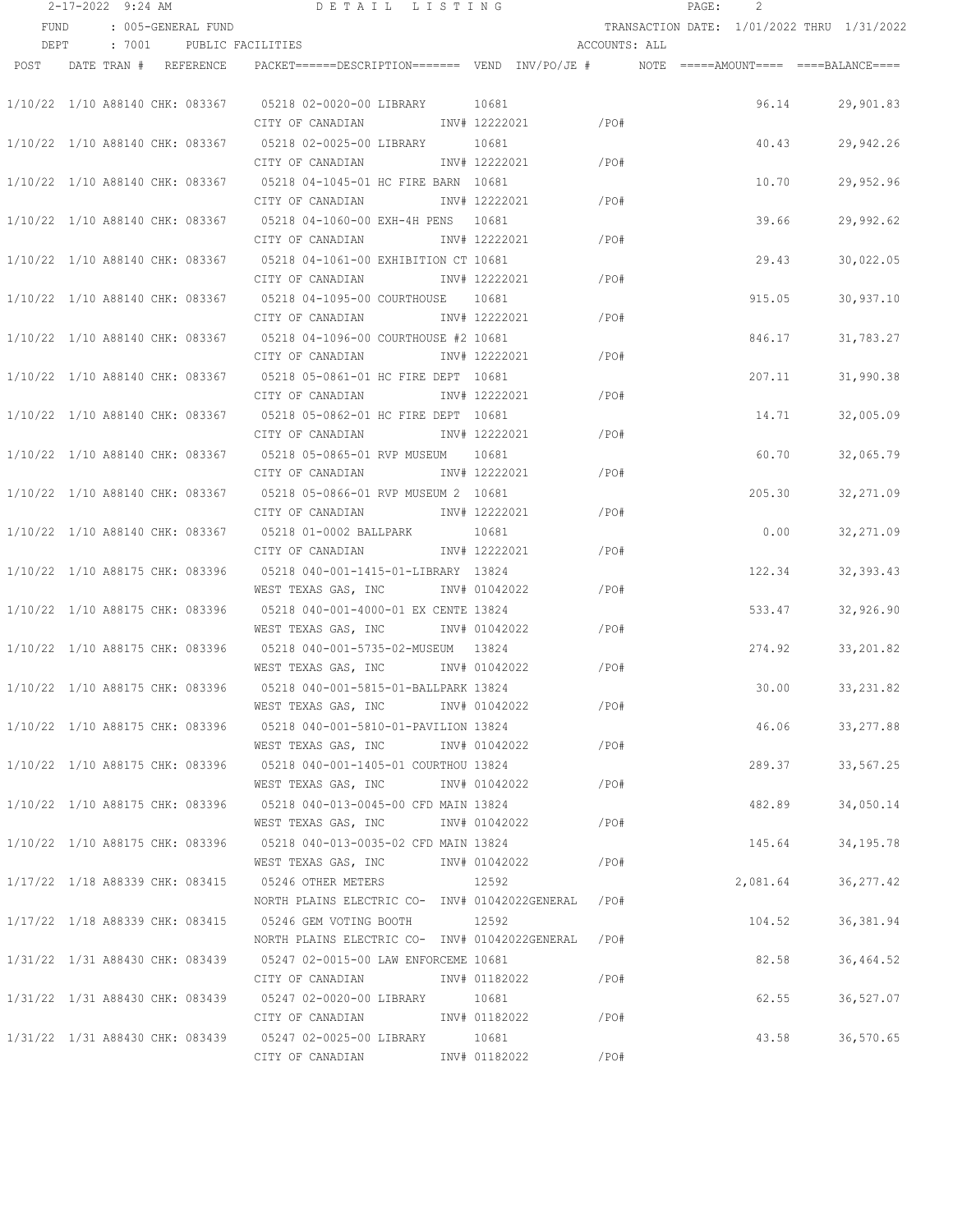# DETAIL LISTING

FUND : 005-GENERAL FUND — TRANSACTION DATE: 1/01/2022 THRU 1/31/2022

DEPT : 7001 PUBLIC FACILITIES — ACCOUNTS: ALL

| POST | DATE | TRAN # | REFERENCE | PACKET======DESCRIPTION======= | VEND | INV/PO/JE # | NOTE | =====AMOUNT==== | ====BALANCE==== |
|---|---|---|---|---|---|---|---|---|---|
| 1/10/22 | 1/10 | A88140 | CHK: 083367 | 05218 02-0020-00 LIBRARY | 10681 | | | 96.14 | 29,901.83 |
| | | | | CITY OF CANADIAN | | INV# 12222021 /PO# | | | |
| 1/10/22 | 1/10 | A88140 | CHK: 083367 | 05218 02-0025-00 LIBRARY | 10681 | | | 40.43 | 29,942.26 |
| | | | | CITY OF CANADIAN | | INV# 12222021 /PO# | | | |
| 1/10/22 | 1/10 | A88140 | CHK: 083367 | 05218 04-1045-01 HC FIRE BARN | 10681 | | | 10.70 | 29,952.96 |
| | | | | CITY OF CANADIAN | | INV# 12222021 /PO# | | | |
| 1/10/22 | 1/10 | A88140 | CHK: 083367 | 05218 04-1060-00 EXH-4H PENS | 10681 | | | 39.66 | 29,992.62 |
| | | | | CITY OF CANADIAN | | INV# 12222021 /PO# | | | |
| 1/10/22 | 1/10 | A88140 | CHK: 083367 | 05218 04-1061-00 EXHIBITION CT | 10681 | | | 29.43 | 30,022.05 |
| | | | | CITY OF CANADIAN | | INV# 12222021 /PO# | | | |
| 1/10/22 | 1/10 | A88140 | CHK: 083367 | 05218 04-1095-00 COURTHOUSE | 10681 | | | 915.05 | 30,937.10 |
| | | | | CITY OF CANADIAN | | INV# 12222021 /PO# | | | |
| 1/10/22 | 1/10 | A88140 | CHK: 083367 | 05218 04-1096-00 COURTHOUSE #2 | 10681 | | | 846.17 | 31,783.27 |
| | | | | CITY OF CANADIAN | | INV# 12222021 /PO# | | | |
| 1/10/22 | 1/10 | A88140 | CHK: 083367 | 05218 05-0861-01 HC FIRE DEPT | 10681 | | | 207.11 | 31,990.38 |
| | | | | CITY OF CANADIAN | | INV# 12222021 /PO# | | | |
| 1/10/22 | 1/10 | A88140 | CHK: 083367 | 05218 05-0862-01 HC FIRE DEPT | 10681 | | | 14.71 | 32,005.09 |
| | | | | CITY OF CANADIAN | | INV# 12222021 /PO# | | | |
| 1/10/22 | 1/10 | A88140 | CHK: 083367 | 05218 05-0865-01 RVP MUSEUM | 10681 | | | 60.70 | 32,065.79 |
| | | | | CITY OF CANADIAN | | INV# 12222021 /PO# | | | |
| 1/10/22 | 1/10 | A88140 | CHK: 083367 | 05218 05-0866-01 RVP MUSEUM 2 | 10681 | | | 205.30 | 32,271.09 |
| | | | | CITY OF CANADIAN | | INV# 12222021 /PO# | | | |
| 1/10/22 | 1/10 | A88140 | CHK: 083367 | 05218 01-0002 BALLPARK | 10681 | | | 0.00 | 32,271.09 |
| | | | | CITY OF CANADIAN | | INV# 12222021 /PO# | | | |
| 1/10/22 | 1/10 | A88175 | CHK: 083396 | 05218 040-001-1415-01-LIBRARY | 13824 | | | 122.34 | 32,393.43 |
| | | | | WEST TEXAS GAS, INC | | INV# 01042022 /PO# | | | |
| 1/10/22 | 1/10 | A88175 | CHK: 083396 | 05218 040-001-4000-01 EX CENTE | 13824 | | | 533.47 | 32,926.90 |
| | | | | WEST TEXAS GAS, INC | | INV# 01042022 /PO# | | | |
| 1/10/22 | 1/10 | A88175 | CHK: 083396 | 05218 040-001-5735-02-MUSEUM | 13824 | | | 274.92 | 33,201.82 |
| | | | | WEST TEXAS GAS, INC | | INV# 01042022 /PO# | | | |
| 1/10/22 | 1/10 | A88175 | CHK: 083396 | 05218 040-001-5815-01-BALLPARK | 13824 | | | 30.00 | 33,231.82 |
| | | | | WEST TEXAS GAS, INC | | INV# 01042022 /PO# | | | |
| 1/10/22 | 1/10 | A88175 | CHK: 083396 | 05218 040-001-5810-01-PAVILION | 13824 | | | 46.06 | 33,277.88 |
| | | | | WEST TEXAS GAS, INC | | INV# 01042022 /PO# | | | |
| 1/10/22 | 1/10 | A88175 | CHK: 083396 | 05218 040-001-1405-01 COURTHOU | 13824 | | | 289.37 | 33,567.25 |
| | | | | WEST TEXAS GAS, INC | | INV# 01042022 /PO# | | | |
| 1/10/22 | 1/10 | A88175 | CHK: 083396 | 05218 040-013-0045-00 CFD MAIN | 13824 | | | 482.89 | 34,050.14 |
| | | | | WEST TEXAS GAS, INC | | INV# 01042022 /PO# | | | |
| 1/10/22 | 1/10 | A88175 | CHK: 083396 | 05218 040-013-0035-02 CFD MAIN | 13824 | | | 145.64 | 34,195.78 |
| | | | | WEST TEXAS GAS, INC | | INV# 01042022 /PO# | | | |
| 1/17/22 | 1/18 | A88339 | CHK: 083415 | 05246 OTHER METERS | 12592 | | | 2,081.64 | 36,277.42 |
| | | | | NORTH PLAINS ELECTRIC CO- | | INV# 01042022GENERAL /PO# | | | |
| 1/17/22 | 1/18 | A88339 | CHK: 083415 | 05246 GEM VOTING BOOTH | 12592 | | | 104.52 | 36,381.94 |
| | | | | NORTH PLAINS ELECTRIC CO- | | INV# 01042022GENERAL /PO# | | | |
| 1/31/22 | 1/31 | A88430 | CHK: 083439 | 05247 02-0015-00 LAW ENFORCEME | 10681 | | | 82.58 | 36,464.52 |
| | | | | CITY OF CANADIAN | | INV# 01182022 /PO# | | | |
| 1/31/22 | 1/31 | A88430 | CHK: 083439 | 05247 02-0020-00 LIBRARY | 10681 | | | 62.55 | 36,527.07 |
| | | | | CITY OF CANADIAN | | INV# 01182022 /PO# | | | |
| 1/31/22 | 1/31 | A88430 | CHK: 083439 | 05247 02-0025-00 LIBRARY | 10681 | | | 43.58 | 36,570.65 |
| | | | | CITY OF CANADIAN | | INV# 01182022 /PO# | | | |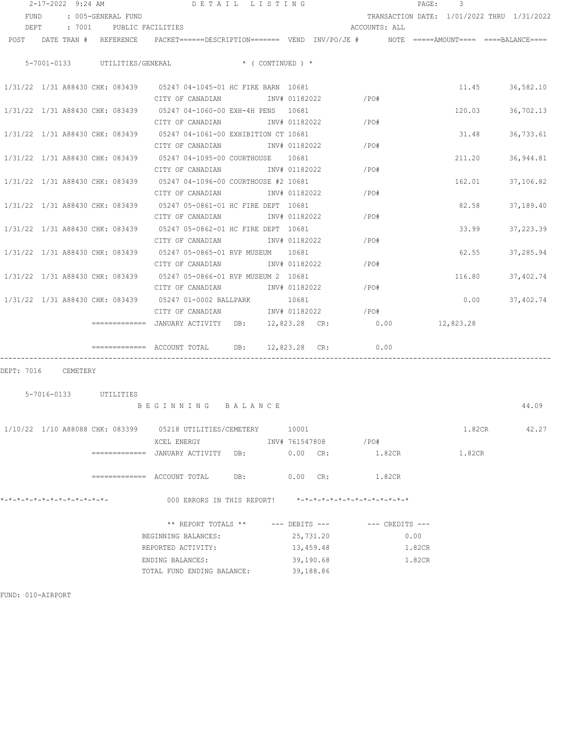DETAIL LISTING

FUND : 005-GENERAL FUND — TRANSACTION DATE: 1/01/2022 THRU 1/31/2022

DEPT : 7001 PUBLIC FACILITIES — ACCOUNTS: ALL

| POST | DATE | TRAN # | REFERENCE | PACKET/DESCRIPTION | VEND | INV/PO/JE # | NOTE | AMOUNT | BALANCE |
|---|---|---|---|---|---|---|---|---|---|

5-7001-0133 UTILITIES/GENERAL * ( CONTINUED ) *

| POST | DATE | TRAN # | REFERENCE | PACKET/DESCRIPTION | VEND | INV/PO/JE # | AMOUNT | BALANCE |
|---|---|---|---|---|---|---|---|---|
| 1/31/22 | 1/31 | A88430 | CHK: 083439 | 05247 04-1045-01 HC FIRE BARN / CITY OF CANADIAN | 10681 | INV# 01182022 /PO# | 11.45 | 36,582.10 |
| 1/31/22 | 1/31 | A88430 | CHK: 083439 | 05247 04-1060-00 EXH-4H PENS / CITY OF CANADIAN | 10681 | INV# 01182022 /PO# | 120.03 | 36,702.13 |
| 1/31/22 | 1/31 | A88430 | CHK: 083439 | 05247 04-1061-00 EXHIBITION CT / CITY OF CANADIAN | 10681 | INV# 01182022 /PO# | 31.48 | 36,733.61 |
| 1/31/22 | 1/31 | A88430 | CHK: 083439 | 05247 04-1095-00 COURTHOUSE / CITY OF CANADIAN | 10681 | INV# 01182022 /PO# | 211.20 | 36,944.81 |
| 1/31/22 | 1/31 | A88430 | CHK: 083439 | 05247 04-1096-00 COURTHOUSE #2 / CITY OF CANADIAN | 10681 | INV# 01182022 /PO# | 162.01 | 37,106.82 |
| 1/31/22 | 1/31 | A88430 | CHK: 083439 | 05247 05-0861-01 HC FIRE DEPT / CITY OF CANADIAN | 10681 | INV# 01182022 /PO# | 82.58 | 37,189.40 |
| 1/31/22 | 1/31 | A88430 | CHK: 083439 | 05247 05-0862-01 HC FIRE DEPT / CITY OF CANADIAN | 10681 | INV# 01182022 /PO# | 33.99 | 37,223.39 |
| 1/31/22 | 1/31 | A88430 | CHK: 083439 | 05247 05-0865-01 RVP MUSEUM / CITY OF CANADIAN | 10681 | INV# 01182022 /PO# | 62.55 | 37,285.94 |
| 1/31/22 | 1/31 | A88430 | CHK: 083439 | 05247 05-0866-01 RVP MUSEUM 2 / CITY OF CANADIAN | 10681 | INV# 01182022 /PO# | 116.80 | 37,402.74 |
| 1/31/22 | 1/31 | A88430 | CHK: 083439 | 05247 01-0002 BALLPARK / CITY OF CANADIAN | 10681 | INV# 01182022 /PO# | 0.00 | 37,402.74 |

============= JANUARY ACTIVITY DB: 12,823.28 CR: 0.00 12,823.28

============= ACCOUNT TOTAL DB: 12,823.28 CR: 0.00

DEPT: 7016 CEMETERY

5-7016-0133 UTILITIES

BEGINNING BALANCE 44.09

| POST | DATE | TRAN # | REFERENCE | PACKET/DESCRIPTION | VEND | INV/PO/JE # | AMOUNT | BALANCE |
|---|---|---|---|---|---|---|---|---|
| 1/10/22 | 1/10 | A88088 | CHK: 083399 | 05218 UTILITIES/CEMETERY / XCEL ENERGY | 10001 | INV# 761547808 /PO# | 1.82CR | 42.27 |

============= JANUARY ACTIVITY DB: 0.00 CR: 1.82CR 1.82CR

============= ACCOUNT TOTAL DB: 0.00 CR: 1.82CR

*-*-*-*-*-*-*-*-*-*-*-*-*- 000 ERRORS IN THIS REPORT! *-*-*-*-*-*-*-*-*-*-*-*-*-*

| ** REPORT TOTALS ** | --- DEBITS --- | --- CREDITS --- |
|---|---|---|
| BEGINNING BALANCES: | 25,731.20 | 0.00 |
| REPORTED ACTIVITY: | 13,459.48 | 1.82CR |
| ENDING BALANCES: | 39,190.68 | 1.82CR |
| TOTAL FUND ENDING BALANCE: | 39,188.86 | |

FUND: 010-AIRPORT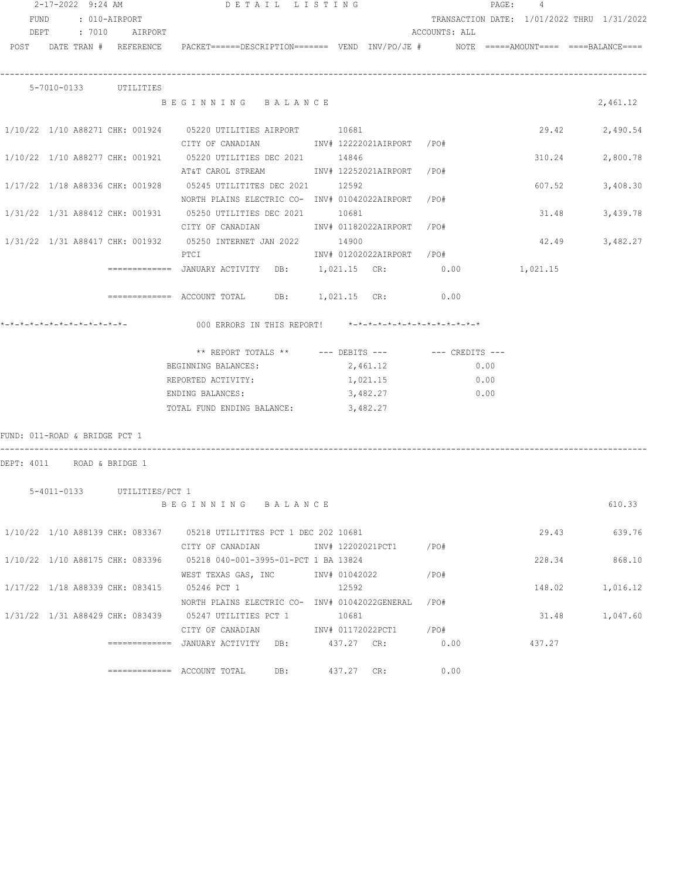2-17-2022 9:24 AM DETAIL LISTING

FUND : 010-AIRPORT TRANSACTION DATE: 1/01/2022 THRU 1/31/2022

DEPT : 7010 AIRPORT ACCOUNTS: ALL

| POST | DATE | TRAN # | REFERENCE | PACKET======DESCRIPTION======= | VEND | INV/PO/JE # | NOTE | =====AMOUNT==== | ====BALANCE==== |
|---|---|---|---|---|---|---|---|---|---|
| **5-7010-0133 UTILITIES** | | | | | | | | | |
| | | | | BEGINNING BALANCE | | | | | 2,461.12 |
| 1/10/22 | 1/10 | A88271 | CHK: 001924 | 05220 UTILITIES AIRPORT CITY OF CANADIAN | 10681 | INV# 12222021AIRPORT /PO# | | 29.42 | 2,490.54 |
| 1/10/22 | 1/10 | A88277 | CHK: 001921 | 05220 UTILITIES DEC 2021 AT&T CAROL STREAM | 14846 | INV# 12252021AIRPORT /PO# | | 310.24 | 2,800.78 |
| 1/17/22 | 1/18 | A88336 | CHK: 001928 | 05245 UTILITITES DEC 2021 NORTH PLAINS ELECTRIC CO- | 12592 | INV# 01042022AIRPORT /PO# | | 607.52 | 3,408.30 |
| 1/31/22 | 1/31 | A88412 | CHK: 001931 | 05250 UTILITIES DEC 2021 CITY OF CANADIAN | 10681 | INV# 01182022AIRPORT /PO# | | 31.48 | 3,439.78 |
| 1/31/22 | 1/31 | A88417 | CHK: 001932 | 05250 INTERNET JAN 2022 PTCI | 14900 | INV# 01202022AIRPORT /PO# | | 42.49 | 3,482.27 |

============= JANUARY ACTIVITY DB: 1,021.15 CR: 0.00 1,021.15

============= ACCOUNT TOTAL DB: 1,021.15 CR: 0.00

*-*-*-*-*-*-*-*-*-*-*-*-*- 000 ERRORS IN THIS REPORT! *-*-*-*-*-*-*-*-*-*-*-*-*-*

| ** REPORT TOTALS ** | --- DEBITS --- | --- CREDITS --- |
|---|---|---|
| BEGINNING BALANCES: | 2,461.12 | 0.00 |
| REPORTED ACTIVITY: | 1,021.15 | 0.00 |
| ENDING BALANCES: | 3,482.27 | 0.00 |
| TOTAL FUND ENDING BALANCE: | 3,482.27 | |

FUND: 011-ROAD & BRIDGE PCT 1

DEPT: 4011 ROAD & BRIDGE 1

| POST | DATE | TRAN # | REFERENCE | PACKET======DESCRIPTION======= | VEND | INV/PO/JE # | NOTE | =====AMOUNT==== | ====BALANCE==== |
|---|---|---|---|---|---|---|---|---|---|
| **5-4011-0133 UTILITIES/PCT 1** | | | | | | | | | |
| | | | | BEGINNING BALANCE | | | | | 610.33 |
| 1/10/22 | 1/10 | A88139 | CHK: 083367 | 05218 UTILITITES PCT 1 DEC 202 CITY OF CANADIAN | 10681 | INV# 12202021PCT1 /PO# | | 29.43 | 639.76 |
| 1/10/22 | 1/10 | A88175 | CHK: 083396 | 05218 040-001-3995-01-PCT 1 BA WEST TEXAS GAS, INC | 13824 | INV# 01042022 /PO# | | 228.34 | 868.10 |
| 1/17/22 | 1/18 | A88339 | CHK: 083415 | 05246 PCT 1 NORTH PLAINS ELECTRIC CO- | 12592 | INV# 01042022GENERAL /PO# | | 148.02 | 1,016.12 |
| 1/31/22 | 1/31 | A88429 | CHK: 083439 | 05247 UTILITIES PCT 1 CITY OF CANADIAN | 10681 | INV# 01172022PCT1 /PO# | | 31.48 | 1,047.60 |

============= JANUARY ACTIVITY DB: 437.27 CR: 0.00 437.27

============= ACCOUNT TOTAL DB: 437.27 CR: 0.00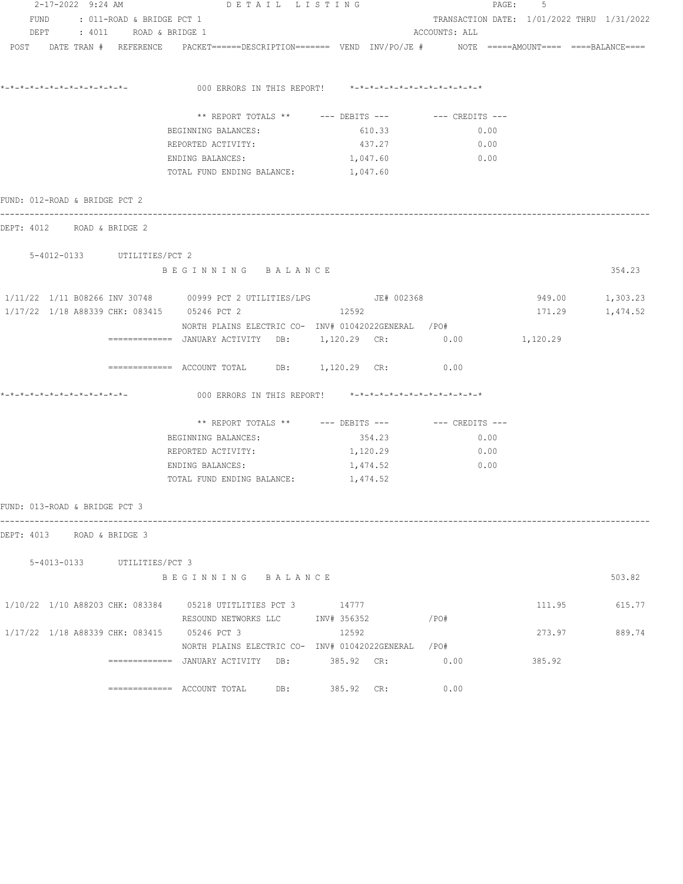FUND : 011-ROAD & BRIDGE PCT 1 — TRANSACTION DATE: 1/01/2022 THRU 1/31/2022
DEPT : 4011 ROAD & BRIDGE 1 — ACCOUNTS: ALL

POST DATE TRAN # REFERENCE PACKET======DESCRIPTION======= VEND INV/PO/JE # NOTE =====AMOUNT==== ====BALANCE====

*-*-*-*-*-*-*-*-*-*-*-*-*-  000 ERRORS IN THIS REPORT!  *-*-*-*-*-*-*-*-*-*-*-*-*-*

| ** REPORT TOTALS ** | --- DEBITS --- | --- CREDITS --- |
|---|---|---|
| BEGINNING BALANCES: | 610.33 | 0.00 |
| REPORTED ACTIVITY: | 437.27 | 0.00 |
| ENDING BALANCES: | 1,047.60 | 0.00 |
| TOTAL FUND ENDING BALANCE: | 1,047.60 | |

FUND: 012-ROAD & BRIDGE PCT 2

DEPT: 4012 ROAD & BRIDGE 2

5-4012-0133 UTILITIES/PCT 2

| POST | DATE | TRAN # | REFERENCE | PACKET / DESCRIPTION | VEND | INV/PO/JE # | AMOUNT | BALANCE |
|---|---|---|---|---|---|---|---|---|
| | | | | BEGINNING BALANCE | | | | 354.23 |
| 1/11/22 | 1/11 | B08266 | INV 30748 | 00999 PCT 2 UTILITIES/LPG | | JE# 002368 | 949.00 | 1,303.23 |
| 1/17/22 | 1/18 | A88339 | CHK: 083415 | 05246 PCT 2 | 12592 | | 171.29 | 1,474.52 |
| | | | | NORTH PLAINS ELECTRIC CO- INV# 01042022GENERAL /PO# | | | | |

============= JANUARY ACTIVITY DB: 1,120.29 CR: 0.00 1,120.29

============= ACCOUNT TOTAL DB: 1,120.29 CR: 0.00

*-*-*-*-*-*-*-*-*-*-*-*-*-  000 ERRORS IN THIS REPORT!  *-*-*-*-*-*-*-*-*-*-*-*-*-*

| ** REPORT TOTALS ** | --- DEBITS --- | --- CREDITS --- |
|---|---|---|
| BEGINNING BALANCES: | 354.23 | 0.00 |
| REPORTED ACTIVITY: | 1,120.29 | 0.00 |
| ENDING BALANCES: | 1,474.52 | 0.00 |
| TOTAL FUND ENDING BALANCE: | 1,474.52 | |

FUND: 013-ROAD & BRIDGE PCT 3

DEPT: 4013 ROAD & BRIDGE 3

5-4013-0133 UTILITIES/PCT 3

| POST | DATE | TRAN # | REFERENCE | PACKET / DESCRIPTION | VEND | INV/PO/JE # | AMOUNT | BALANCE |
|---|---|---|---|---|---|---|---|---|
| | | | | BEGINNING BALANCE | | | | 503.82 |
| 1/10/22 | 1/10 | A88203 | CHK: 083384 | 05218 UTITLITIES PCT 3 | 14777 | | 111.95 | 615.77 |
| | | | | RESOUND NETWORKS LLC INV# 356352 /PO# | | | | |
| 1/17/22 | 1/18 | A88339 | CHK: 083415 | 05246 PCT 3 | 12592 | | 273.97 | 889.74 |
| | | | | NORTH PLAINS ELECTRIC CO- INV# 01042022GENERAL /PO# | | | | |

============= JANUARY ACTIVITY DB: 385.92 CR: 0.00 385.92

============= ACCOUNT TOTAL DB: 385.92 CR: 0.00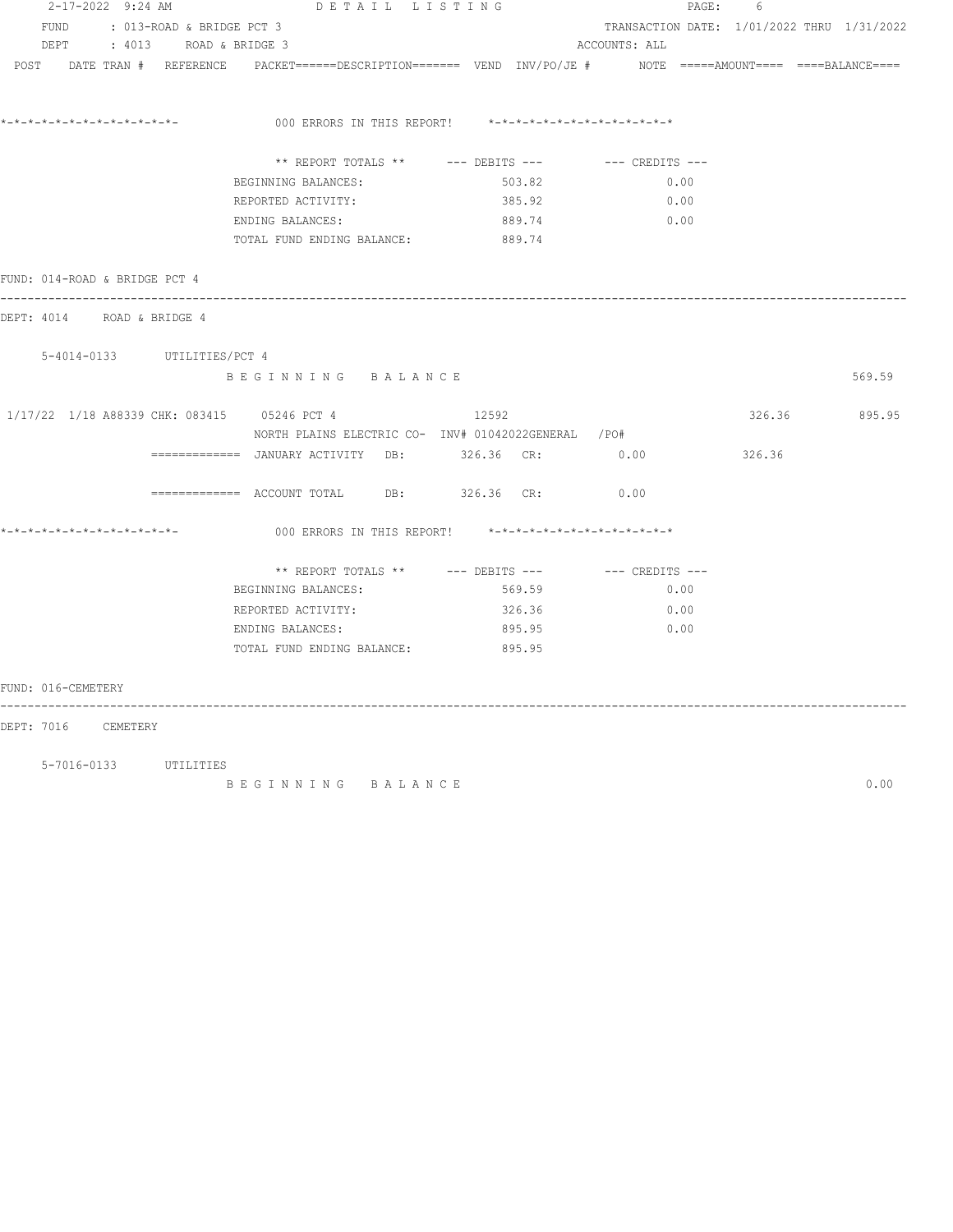FUND : 013-ROAD & BRIDGE PCT 3
DEPT : 4013 ROAD & BRIDGE 3

TRANSACTION DATE: 1/01/2022 THRU 1/31/2022
ACCOUNTS: ALL

POST DATE TRAN # REFERENCE PACKET======DESCRIPTION======= VEND INV/PO/JE # NOTE =====AMOUNT==== ====BALANCE====

*-*-*-*-*-*-*-*-*-*-*-*-*- 000 ERRORS IN THIS REPORT! *-*-*-*-*-*-*-*-*-*-*-*-*-*

| ** REPORT TOTALS ** | --- DEBITS --- | --- CREDITS --- |
|---|---|---|
| BEGINNING BALANCES: | 503.82 | 0.00 |
| REPORTED ACTIVITY: | 385.92 | 0.00 |
| ENDING BALANCES: | 889.74 | 0.00 |
| TOTAL FUND ENDING BALANCE: | 889.74 | |

FUND: 014-ROAD & BRIDGE PCT 4

DEPT: 4014 ROAD & BRIDGE 4

5-4014-0133 UTILITIES/PCT 4

B E G I N N I N G B A L A N C E 569.59

1/17/22 1/18 A88339 CHK: 083415 05246 PCT 4 12592 326.36 895.95
NORTH PLAINS ELECTRIC CO- INV# 01042022GENERAL /PO#

============= JANUARY ACTIVITY DB: 326.36 CR: 0.00 326.36

============= ACCOUNT TOTAL DB: 326.36 CR: 0.00

*-*-*-*-*-*-*-*-*-*-*-*-*- 000 ERRORS IN THIS REPORT! *-*-*-*-*-*-*-*-*-*-*-*-*-*

| ** REPORT TOTALS ** | --- DEBITS --- | --- CREDITS --- |
|---|---|---|
| BEGINNING BALANCES: | 569.59 | 0.00 |
| REPORTED ACTIVITY: | 326.36 | 0.00 |
| ENDING BALANCES: | 895.95 | 0.00 |
| TOTAL FUND ENDING BALANCE: | 895.95 | |

FUND: 016-CEMETERY

DEPT: 7016 CEMETERY

5-7016-0133 UTILITIES

B E G I N N I N G B A L A N C E 0.00